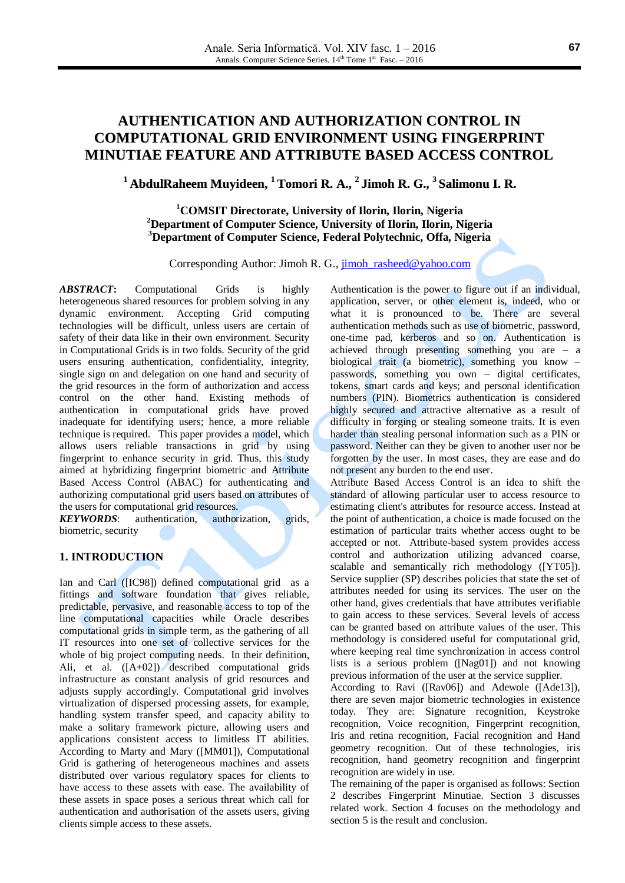# AUTHENTICATION AND AUTHORIZATION CONTROL IN COMPUTATIONAL GRID ENVIRONMENT USING FINGERPRINT MINUTIAE FEATURE AND ATTRIBUTE BASED ACCESS CONTROL

**[1] AbdulRaheem Muyideen, [1] Tomori R. A., [2] Jimoh R. G., [3] Salimonu I. R.**

**[1]COMSIT Directorate, University of Ilorin, Ilorin, Nigeria**
**[2]Department of Computer Science, University of Ilorin, Ilorin, Nigeria**
**[3]Department of Computer Science, Federal Polytechnic, Offa, Nigeria**

Corresponding Author: Jimoh R. G., jimoh_rasheed@yahoo.com

***ABSTRACT***: Computational Grids is highly heterogeneous shared resources for problem solving in any dynamic environment. Accepting Grid computing technologies will be difficult, unless users are certain of safety of their data like in their own environment. Security in Computational Grids is in two folds. Security of the grid users ensuring authentication, confidentiality, integrity, single sign on and delegation on one hand and security of the grid resources in the form of authorization and access control on the other hand. Existing methods of authentication in computational grids have proved inadequate for identifying users; hence, a more reliable technique is required. This paper provides a model, which allows users reliable transactions in grid by using fingerprint to enhance security in grid. Thus, this study aimed at hybridizing fingerprint biometric and Attribute Based Access Control (ABAC) for authenticating and authorizing computational grid users based on attributes of the users for computational grid resources.

***KEYWORDS***: authentication, authorization, grids, biometric, security

## 1. INTRODUCTION

Ian and Carl ([IC98]) defined computational grid as a fittings and software foundation that gives reliable, predictable, pervasive, and reasonable access to top of the line computational capacities while Oracle describes computational grids in simple term, as the gathering of all IT resources into one set of collective services for the whole of big project computing needs. In their definition, Ali, et al. ([A+02]) described computational grids infrastructure as constant analysis of grid resources and adjusts supply accordingly. Computational grid involves virtualization of dispersed processing assets, for example, handling system transfer speed, and capacity ability to make a solitary framework picture, allowing users and applications consistent access to limitless IT abilities. According to Marty and Mary ([MM01]), Computational Grid is gathering of heterogeneous machines and assets distributed over various regulatory spaces for clients to have access to these assets with ease. The availability of these assets in space poses a serious threat which call for authentication and authorisation of the assets users, giving clients simple access to these assets.

Authentication is the power to figure out if an individual, application, server, or other element is, indeed, who or what it is pronounced to be. There are several authentication methods such as use of biometric, password, one-time pad, kerberos and so on. Authentication is achieved through presenting something you are – a biological trait (a biometric), something you know – passwords, something you own – digital certificates, tokens, smart cards and keys; and personal identification numbers (PIN). Biometrics authentication is considered highly secured and attractive alternative as a result of difficulty in forging or stealing someone traits. It is even harder than stealing personal information such as a PIN or password. Neither can they be given to another user nor be forgotten by the user. In most cases, they are ease and do not present any burden to the end user.

Attribute Based Access Control is an idea to shift the standard of allowing particular user to access resource to estimating client's attributes for resource access. Instead at the point of authentication, a choice is made focused on the estimation of particular traits whether access ought to be accepted or not. Attribute-based system provides access control and authorization utilizing advanced coarse, scalable and semantically rich methodology ([YT05]). Service supplier (SP) describes policies that state the set of attributes needed for using its services. The user on the other hand, gives credentials that have attributes verifiable to gain access to these services. Several levels of access can be granted based on attribute values of the user. This methodology is considered useful for computational grid, where keeping real time synchronization in access control lists is a serious problem ([Nag01]) and not knowing previous information of the user at the service supplier.

According to Ravi ([Rav06]) and Adewole ([Ade13]), there are seven major biometric technologies in existence today. They are: Signature recognition, Keystroke recognition, Voice recognition, Fingerprint recognition, Iris and retina recognition, Facial recognition and Hand geometry recognition. Out of these technologies, iris recognition, hand geometry recognition and fingerprint recognition are widely in use.

The remaining of the paper is organised as follows: Section 2 describes Fingerprint Minutiae. Section 3 discusses related work. Section 4 focuses on the methodology and section 5 is the result and conclusion.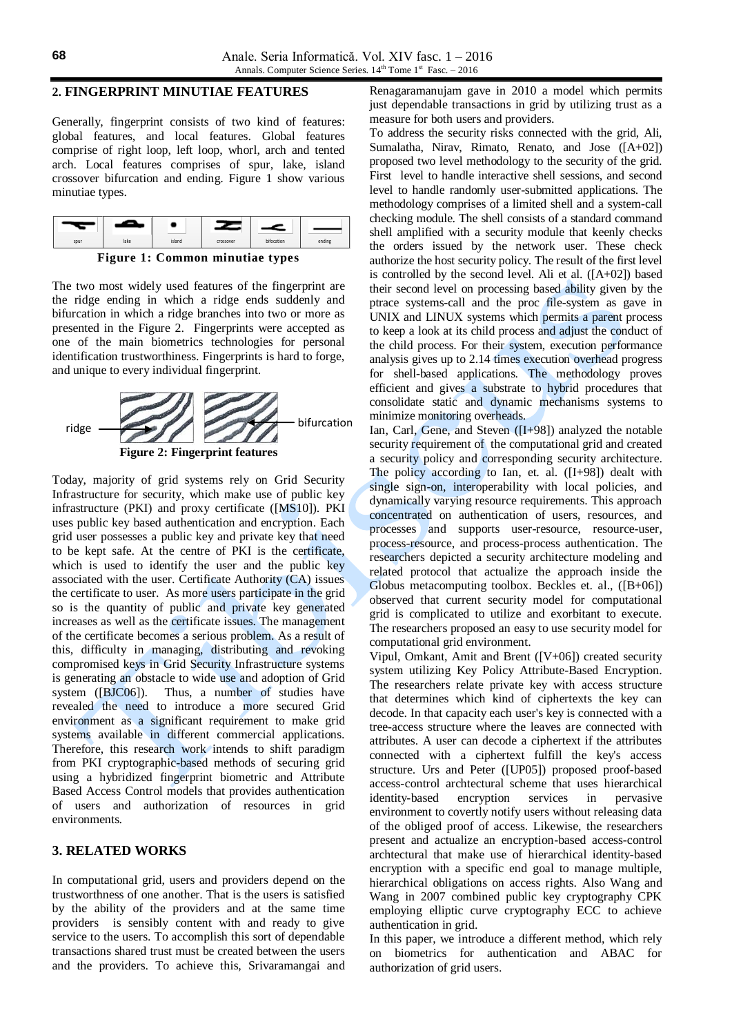## 2. FINGERPRINT MINUTIAE FEATURES

Generally, fingerprint consists of two kind of features: global features, and local features. Global features comprise of right loop, left loop, whorl, arch and tented arch. Local features comprises of spur, lake, island crossover bifurcation and ending. Figure 1 show various minutiae types.

spur | lake | island | crossover | bifocation | ending

**Figure 1: Common minutiae types**

The two most widely used features of the fingerprint are the ridge ending in which a ridge ends suddenly and bifurcation in which a ridge branches into two or more as presented in the Figure 2. Fingerprints were accepted as one of the main biometrics technologies for personal identification trustworthiness. Fingerprints is hard to forge, and unique to every individual fingerprint.

ridge | bifurcation

**Figure 2: Fingerprint features**

Today, majority of grid systems rely on Grid Security Infrastructure for security, which make use of public key infrastructure (PKI) and proxy certificate ([MS10]). PKI uses public key based authentication and encryption. Each grid user possesses a public key and private key that need to be kept safe. At the centre of PKI is the certificate, which is used to identify the user and the public key associated with the user. Certificate Authority (CA) issues the certificate to user. As more users participate in the grid so is the quantity of public and private key generated increases as well as the certificate issues. The management of the certificate becomes a serious problem. As a result of this, difficulty in managing, distributing and revoking compromised keys in Grid Security Infrastructure systems is generating an obstacle to wide use and adoption of Grid system ([BJC06]). Thus, a number of studies have revealed the need to introduce a more secured Grid environment as a significant requirement to make grid systems available in different commercial applications. Therefore, this research work intends to shift paradigm from PKI cryptographic-based methods of securing grid using a hybridized fingerprint biometric and Attribute Based Access Control models that provides authentication of users and authorization of resources in grid environments.

## 3. RELATED WORKS

In computational grid, users and providers depend on the trustworthiness of one another. That is the users is satisfied by the ability of the providers and at the same time providers is sensibly content with and ready to give service to the users. To accomplish this sort of dependable transactions shared trust must be created between the users and the providers. To achieve this, Srivaramangai and Renagaramanujam gave in 2010 a model which permits just dependable transactions in grid by utilizing trust as a measure for both users and providers.

To address the security risks connected with the grid, Ali, Sumalatha, Nirav, Rimato, Renato, and Jose ([A+02]) proposed two level methodology to the security of the grid. First level to handle interactive shell sessions, and second level to handle randomly user-submitted applications. The methodology comprises of a limited shell and a system-call checking module. The shell consists of a standard command shell amplified with a security module that keenly checks the orders issued by the network user. These check authorize the host security policy. The result of the first level is controlled by the second level. Ali et al. ([A+02]) based their second level on processing based ability given by the ptrace systems-call and the proc file-system as gave in UNIX and LINUX systems which permits a parent process to keep a look at its child process and adjust the conduct of the child process. For their system, execution performance analysis gives up to 2.14 times execution overhead progress for shell-based applications. The methodology proves efficient and gives a substrate to hybrid procedures that consolidate static and dynamic mechanisms systems to minimize monitoring overheads.

Ian, Carl, Gene, and Steven ([I+98]) analyzed the notable security requirement of the computational grid and created a security policy and corresponding security architecture. The policy according to Ian, et. al. ([I+98]) dealt with single sign-on, interoperability with local policies, and dynamically varying resource requirements. This approach concentrated on authentication of users, resources, and processes and supports user-resource, resource-user, process-resource, and process-process authentication. The researchers depicted a security architecture modeling and related protocol that actualize the approach inside the Globus metacomputing toolbox. Beckles et. al., ([B+06]) observed that current security model for computational grid is complicated to utilize and exorbitant to execute. The researchers proposed an easy to use security model for computational grid environment.

Vipul, Omkant, Amit and Brent ([V+06]) created security system utilizing Key Policy Attribute-Based Encryption. The researchers relate private key with access structure that determines which kind of ciphertexts the key can decode. In that capacity each user's key is connected with a tree-access structure where the leaves are connected with attributes. A user can decode a ciphertext if the attributes connected with a ciphertext fulfill the key's access structure. Urs and Peter ([UP05]) proposed proof-based access-control archtectural scheme that uses hierarchical identity-based encryption services in pervasive environment to covertly notify users without releasing data of the obliged proof of access. Likewise, the researchers present and actualize an encryption-based access-control archtectural that make use of hierarchical identity-based encryption with a specific end goal to manage multiple, hierarchical obligations on access rights. Also Wang and Wang in 2007 combined public key cryptography CPK employing elliptic curve cryptography ECC to achieve authentication in grid.

In this paper, we introduce a different method, which rely on biometrics for authentication and ABAC for authorization of grid users.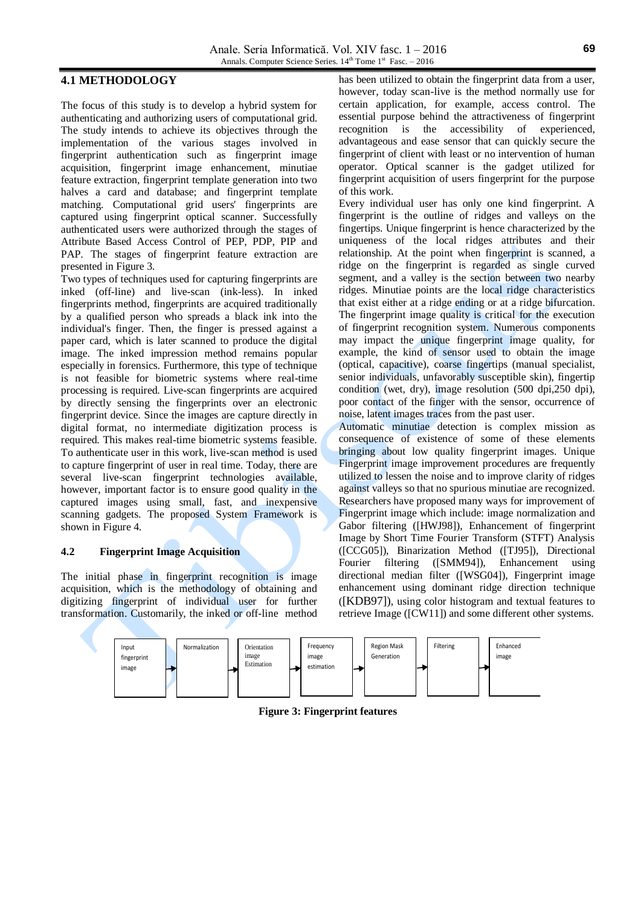## 4.1 METHODOLOGY

The focus of this study is to develop a hybrid system for authenticating and authorizing users of computational grid. The study intends to achieve its objectives through the implementation of the various stages involved in fingerprint authentication such as fingerprint image acquisition, fingerprint image enhancement, minutiae feature extraction, fingerprint template generation into two halves a card and database; and fingerprint template matching. Computational grid users' fingerprints are captured using fingerprint optical scanner. Successfully authenticated users were authorized through the stages of Attribute Based Access Control of PEP, PDP, PIP and PAP. The stages of fingerprint feature extraction are presented in Figure 3.

Two types of techniques used for capturing fingerprints are inked (off-line) and live-scan (ink-less). In inked fingerprints method, fingerprints are acquired traditionally by a qualified person who spreads a black ink into the individual's finger. Then, the finger is pressed against a paper card, which is later scanned to produce the digital image. The inked impression method remains popular especially in forensics. Furthermore, this type of technique is not feasible for biometric systems where real-time processing is required. Live-scan fingerprints are acquired by directly sensing the fingerprints over an electronic fingerprint device. Since the images are capture directly in digital format, no intermediate digitization process is required. This makes real-time biometric systems feasible. To authenticate user in this work, live-scan method is used to capture fingerprint of user in real time. Today, there are several live-scan fingerprint technologies available, however, important factor is to ensure good quality in the captured images using small, fast, and inexpensive scanning gadgets. The proposed System Framework is shown in Figure 4.

## 4.2 Fingerprint Image Acquisition

The initial phase in fingerprint recognition is image acquisition, which is the methodology of obtaining and digitizing fingerprint of individual user for further transformation. Customarily, the inked or off-line method has been utilized to obtain the fingerprint data from a user, however, today scan-live is the method normally use for certain application, for example, access control. The essential purpose behind the attractiveness of fingerprint recognition is the accessibility of experienced, advantageous and ease sensor that can quickly secure the fingerprint of client with least or no intervention of human operator. Optical scanner is the gadget utilized for fingerprint acquisition of users fingerprint for the purpose of this work.

Every individual user has only one kind fingerprint. A fingerprint is the outline of ridges and valleys on the fingertips. Unique fingerprint is hence characterized by the uniqueness of the local ridges attributes and their relationship. At the point when fingerprint is scanned, a ridge on the fingerprint is regarded as single curved segment, and a valley is the section between two nearby ridges. Minutiae points are the local ridge characteristics that exist either at a ridge ending or at a ridge bifurcation. The fingerprint image quality is critical for the execution of fingerprint recognition system. Numerous components may impact the unique fingerprint image quality, for example, the kind of sensor used to obtain the image (optical, capacitive), coarse fingertips (manual specialist, senior individuals, unfavorably susceptible skin), fingertip condition (wet, dry), image resolution (500 dpi,250 dpi), poor contact of the finger with the sensor, occurrence of noise, latent images traces from the past user.

Automatic minutiae detection is complex mission as consequence of existence of some of these elements bringing about low quality fingerprint images. Unique Fingerprint image improvement procedures are frequently utilized to lessen the noise and to improve clarity of ridges against valleys so that no spurious minutiae are recognized. Researchers have proposed many ways for improvement of Fingerprint image which include: image normalization and Gabor filtering ([HWJ98]), Enhancement of fingerprint Image by Short Time Fourier Transform (STFT) Analysis ([CCG05]), Binarization Method ([TJ95]), Directional Fourier filtering ([SMM94]), Enhancement using directional median filter ([WSG04]), Fingerprint image enhancement using dominant ridge direction technique ([KDB97]), using color histogram and textual features to retrieve Image ([CW11]) and some different other systems.

Input fingerprint image → Normalization → Orientation image Estimation → Frequency image estimation → Region Mask Generation → Filtering → Enhanced image

**Figure 3: Fingerprint features**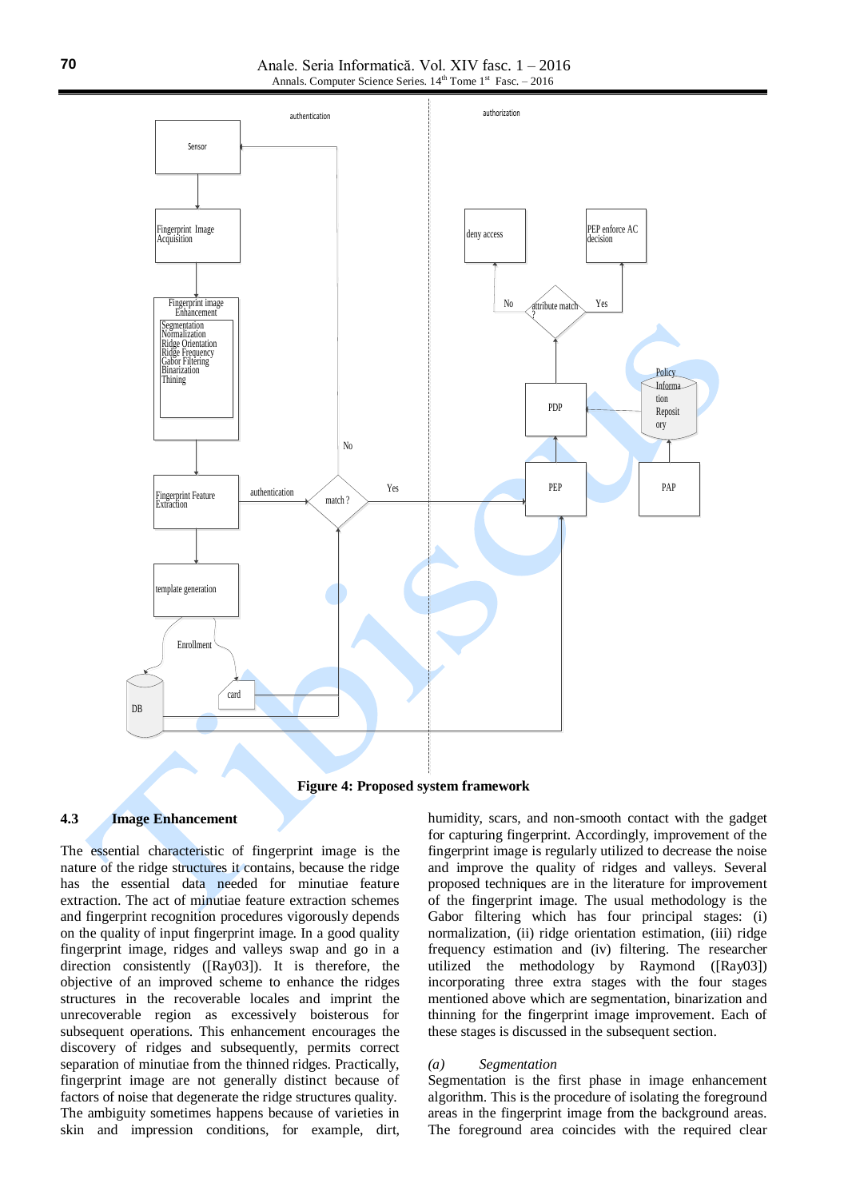Figure 4: Proposed system framework

## 4.3 Image Enhancement

The essential characteristic of fingerprint image is the nature of the ridge structures it contains, because the ridge has the essential data needed for minutiae feature extraction. The act of minutiae feature extraction schemes and fingerprint recognition procedures vigorously depends on the quality of input fingerprint image. In a good quality fingerprint image, ridges and valleys swap and go in a direction consistently ([Ray03]). It is therefore, the objective of an improved scheme to enhance the ridges structures in the recoverable locales and imprint the unrecoverable region as excessively boisterous for subsequent operations. This enhancement encourages the discovery of ridges and subsequently, permits correct separation of minutiae from the thinned ridges. Practically, fingerprint image are not generally distinct because of factors of noise that degenerate the ridge structures quality. The ambiguity sometimes happens because of varieties in skin and impression conditions, for example, dirt, humidity, scars, and non-smooth contact with the gadget for capturing fingerprint. Accordingly, improvement of the fingerprint image is regularly utilized to decrease the noise and improve the quality of ridges and valleys. Several proposed techniques are in the literature for improvement of the fingerprint image. The usual methodology is the Gabor filtering which has four principal stages: (i) normalization, (ii) ridge orientation estimation, (iii) ridge frequency estimation and (iv) filtering. The researcher utilized the methodology by Raymond ([Ray03]) incorporating three extra stages with the four stages mentioned above which are segmentation, binarization and thinning for the fingerprint image improvement. Each of these stages is discussed in the subsequent section.

*(a) Segmentation*

Segmentation is the first phase in image enhancement algorithm. This is the procedure of isolating the foreground areas in the fingerprint image from the background areas. The foreground area coincides with the required clear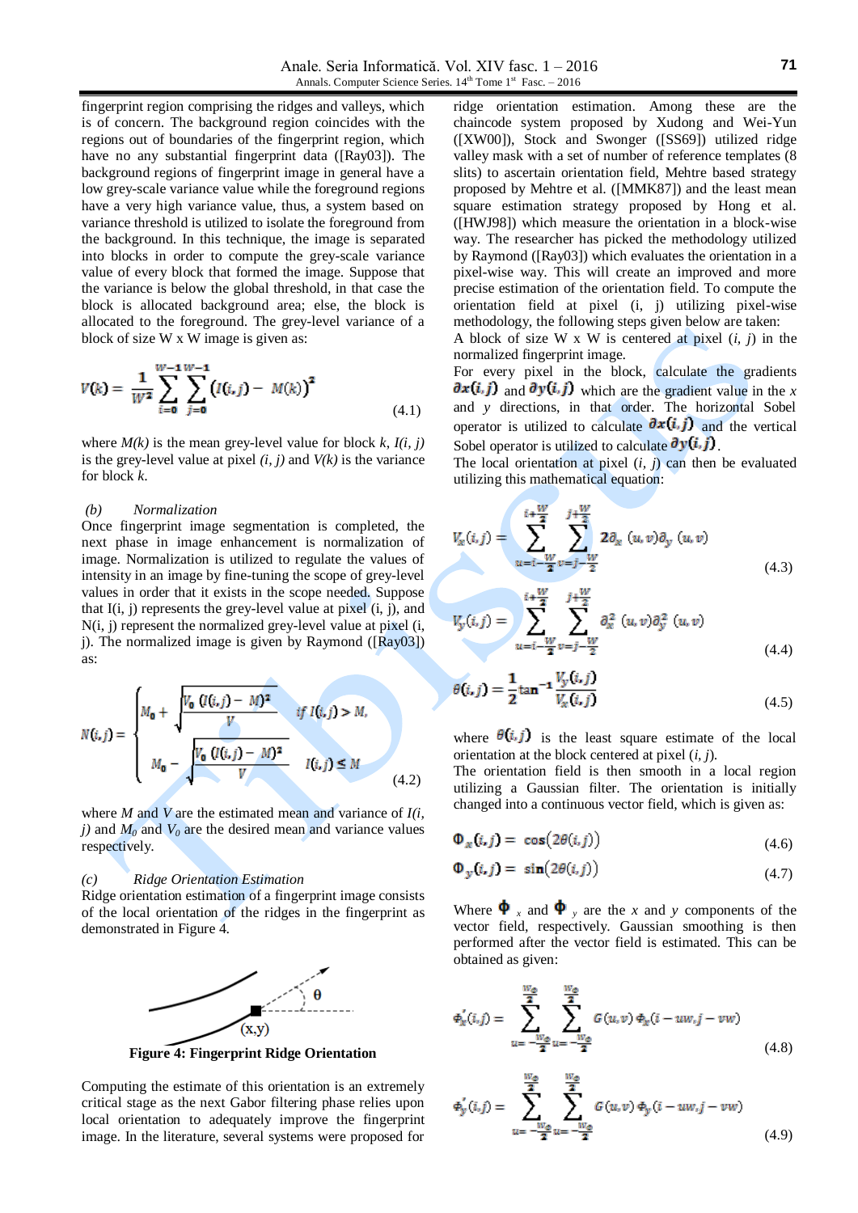fingerprint region comprising the ridges and valleys, which is of concern. The background region coincides with the regions out of boundaries of the fingerprint region, which have no any substantial fingerprint data ([Ray03]). The background regions of fingerprint image in general have a low grey-scale variance value while the foreground regions have a very high variance value, thus, a system based on variance threshold is utilized to isolate the foreground from the background. In this technique, the image is separated into blocks in order to compute the grey-scale variance value of every block that formed the image. Suppose that the variance is below the global threshold, in that case the block is allocated background area; else, the block is allocated to the foreground. The grey-level variance of a block of size W x W image is given as:

$$V(k) = \frac{1}{W^2} \sum_{i=0}^{W-1} \sum_{j=0}^{W-1} \left(I(i,j) - M(k)\right)^2 \tag{4.1}$$

where $M(k)$ is the mean grey-level value for block $k$, $I(i, j)$ is the grey-level value at pixel $(i, j)$ and $V(k)$ is the variance for block $k$.

*(b) Normalization*

Once fingerprint image segmentation is completed, the next phase in image enhancement is normalization of image. Normalization is utilized to regulate the values of intensity in an image by fine-tuning the scope of grey-level values in order that it exists in the scope needed. Suppose that I(i, j) represents the grey-level value at pixel (i, j), and N(i, j) represent the normalized grey-level value at pixel (i, j). The normalized image is given by Raymond ([Ray03]) as:

$$N(i,j) = \begin{cases} M_0 + \sqrt{\dfrac{V_0\,(I(i,j) - M)^2}{V}} & \text{if } I(i,j) > M, \\ M_0 - \sqrt{\dfrac{V_0\,(I(i,j) - M)^2}{V}} & I(i,j) \le M \end{cases} \tag{4.2}$$

where $M$ and $V$ are the estimated mean and variance of $I(i, j)$ and $M_0$ and $V_0$ are the desired mean and variance values respectively.

*(c) Ridge Orientation Estimation*

Ridge orientation estimation of a fingerprint image consists of the local orientation of the ridges in the fingerprint as demonstrated in Figure 4.

**Figure 4: Fingerprint Ridge Orientation**

Computing the estimate of this orientation is an extremely critical stage as the next Gabor filtering phase relies upon local orientation to adequately improve the fingerprint image. In the literature, several systems were proposed for ridge orientation estimation. Among these are the chaincode system proposed by Xudong and Wei-Yun ([XW00]), Stock and Swonger ([SS69]) utilized ridge valley mask with a set of number of reference templates (8 slits) to ascertain orientation field, Mehtre based strategy proposed by Mehtre et al. ([MMK87]) and the least mean square estimation strategy proposed by Hong et al. ([HWJ98]) which measure the orientation in a block-wise way. The researcher has picked the methodology utilized by Raymond ([Ray03]) which evaluates the orientation in a pixel-wise way. This will create an improved and more precise estimation of the orientation field. To compute the orientation field at pixel (i, j) utilizing pixel-wise methodology, the following steps given below are taken:

A block of size W x W is centered at pixel $(i, j)$ in the normalized fingerprint image.

For every pixel in the block, calculate the gradients $\partial x(i,j)$ and $\partial y(i,j)$ which are the gradient value in the $x$ and $y$ directions, in that order. The horizontal Sobel operator is utilized to calculate $\partial x(i,j)$ and the vertical Sobel operator is utilized to calculate $\partial y(i,j)$.

The local orientation at pixel $(i, j)$ can then be evaluated utilizing this mathematical equation:

$$V_x(i,j) = \sum_{u=i-\frac{W}{2}}^{i+\frac{W}{2}} \sum_{v=j-\frac{W}{2}}^{j+\frac{W}{2}} 2\partial_x(u,v)\partial_y(u,v) \tag{4.3}$$

$$V_y(i,j) = \sum_{u=i-\frac{W}{2}}^{i+\frac{W}{2}} \sum_{v=j-\frac{W}{2}}^{j+\frac{W}{2}} \partial_x^2(u,v)\partial_y^2(u,v) \tag{4.4}$$

$$\theta(i,j) = \frac{1}{2}\tan^{-1}\frac{V_y(i,j)}{V_x(i,j)} \tag{4.5}$$

where $\theta(i,j)$ is the least square estimate of the local orientation at the block centered at pixel $(i, j)$.

The orientation field is then smooth in a local region utilizing a Gaussian filter. The orientation is initially changed into a continuous vector field, which is given as:

$$\Phi_x(i,j) = \cos\left(2\theta(i,j)\right) \tag{4.6}$$

$$\Phi_y(i,j) = \sin\left(2\theta(i,j)\right) \tag{4.7}$$

Where $\Phi_x$ and $\Phi_y$ are the $x$ and $y$ components of the vector field, respectively. Gaussian smoothing is then performed after the vector field is estimated. This can be obtained as given:

$$\Phi'_x(i,j) = \sum_{u=-\frac{W_\Phi}{2}}^{\frac{W_\Phi}{2}} \sum_{u=-\frac{W_\Phi}{2}}^{\frac{W_\Phi}{2}} G(u,v)\,\Phi_x(i-uw, j-vw) \tag{4.8}$$

$$\Phi'_y(i,j) = \sum_{u=-\frac{W_\Phi}{2}}^{\frac{W_\Phi}{2}} \sum_{u=-\frac{W_\Phi}{2}}^{\frac{W_\Phi}{2}} G(u,v)\,\Phi_y(i-uw, j-vw) \tag{4.9}$$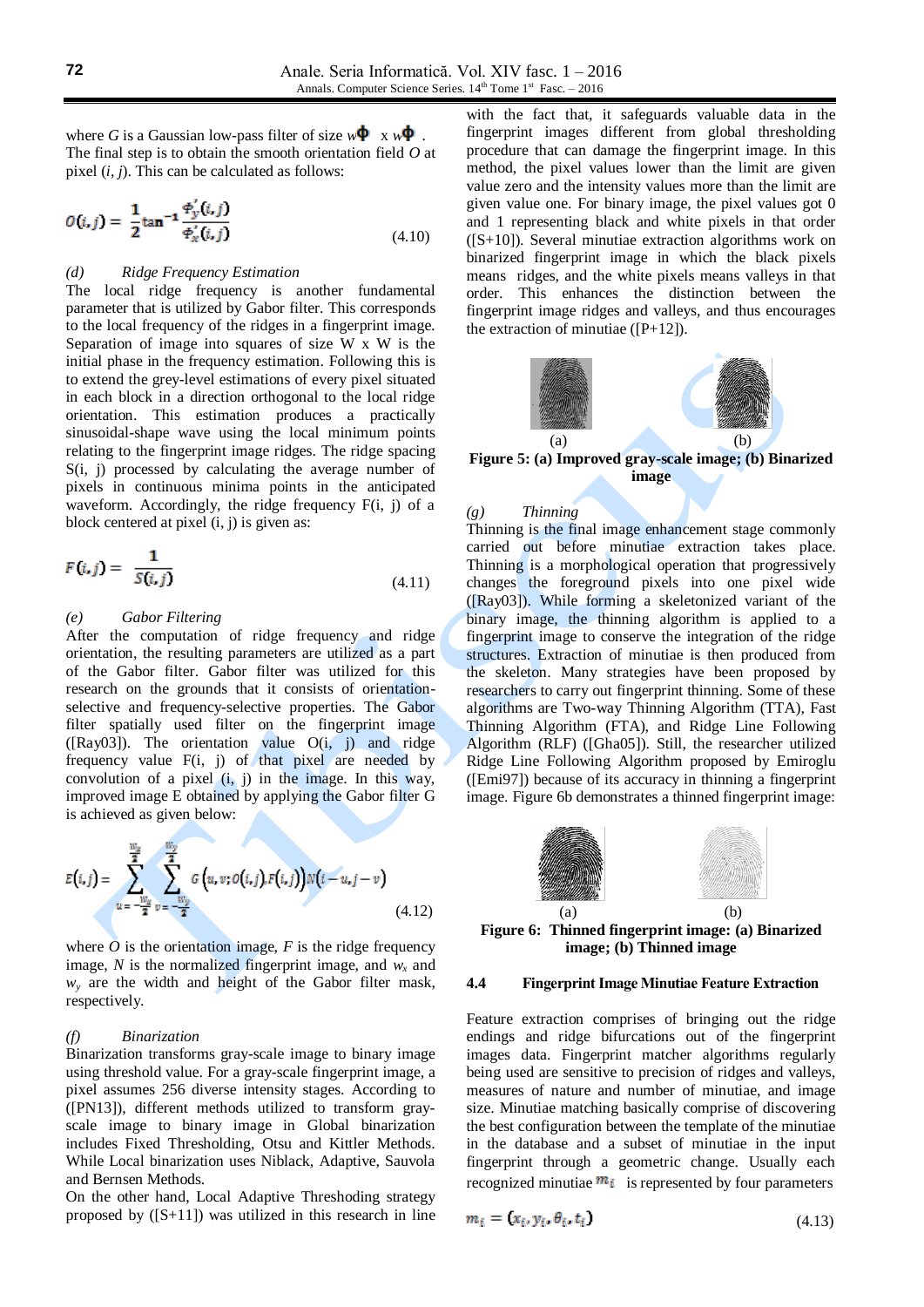where $G$ is a Gaussian low-pass filter of size $w_{\Phi}$ x $w_{\Phi}$ . The final step is to obtain the smooth orientation field $O$ at pixel $(i, j)$. This can be calculated as follows:

$$O(i,j) = \frac{1}{2}\tan^{-1}\frac{\Phi'_y(i,j)}{\Phi'_x(i,j)} \tag{4.10}$$

*(d) Ridge Frequency Estimation*

The local ridge frequency is another fundamental parameter that is utilized by Gabor filter. This corresponds to the local frequency of the ridges in a fingerprint image. Separation of image into squares of size W x W is the initial phase in the frequency estimation. Following this is to extend the grey-level estimations of every pixel situated in each block in a direction orthogonal to the local ridge orientation. This estimation produces a practically sinusoidal-shape wave using the local minimum points relating to the fingerprint image ridges. The ridge spacing S(i, j) processed by calculating the average number of pixels in continuous minima points in the anticipated waveform. Accordingly, the ridge frequency F(i, j) of a block centered at pixel (i, j) is given as:

$$F(i,j) = \frac{1}{S(i,j)} \tag{4.11}$$

*(e) Gabor Filtering*

After the computation of ridge frequency and ridge orientation, the resulting parameters are utilized as a part of the Gabor filter. Gabor filter was utilized for this research on the grounds that it consists of orientation-selective and frequency-selective properties. The Gabor filter spatially used filter on the fingerprint image ([Ray03]). The orientation value O(i, j) and ridge frequency value F(i, j) of that pixel are needed by convolution of a pixel (i, j) in the image. In this way, improved image E obtained by applying the Gabor filter G is achieved as given below:

$$E(i,j) = \sum_{u=-\frac{W_x}{2}}^{\frac{W_x}{2}} \sum_{v=-\frac{W_y}{2}}^{\frac{W_y}{2}} G\big(u,v;O(i,j),F(i,j)\big)N(i-u,j-v) \tag{4.12}$$

where $O$ is the orientation image, $F$ is the ridge frequency image, $N$ is the normalized fingerprint image, and $w_x$ and $w_y$ are the width and height of the Gabor filter mask, respectively.

*(f) Binarization*

Binarization transforms gray-scale image to binary image using threshold value. For a gray-scale fingerprint image, a pixel assumes 256 diverse intensity stages. According to ([PN13]), different methods utilized to transform gray-scale image to binary image in Global binarization includes Fixed Thresholding, Otsu and Kittler Methods. While Local binarization uses Niblack, Adaptive, Sauvola and Bernsen Methods.

On the other hand, Local Adaptive Threshoding strategy proposed by ([S+11]) was utilized in this research in line with the fact that, it safeguards valuable data in the fingerprint images different from global thresholding procedure that can damage the fingerprint image. In this method, the pixel values lower than the limit are given value zero and the intensity values more than the limit are given value one. For binary image, the pixel values got 0 and 1 representing black and white pixels in that order ([S+10]). Several minutiae extraction algorithms work on binarized fingerprint image in which the black pixels means ridges, and the white pixels means valleys in that order. This enhances the distinction between the fingerprint image ridges and valleys, and thus encourages the extraction of minutiae ([P+12]).

(a) (b)

**Figure 5: (a) Improved gray-scale image; (b) Binarized image**

*(g) Thinning*

Thinning is the final image enhancement stage commonly carried out before minutiae extraction takes place. Thinning is a morphological operation that progressively changes the foreground pixels into one pixel wide ([Ray03]). While forming a skeletonized variant of the binary image, the thinning algorithm is applied to a fingerprint image to conserve the integration of the ridge structures. Extraction of minutiae is then produced from the skeleton. Many strategies have been proposed by researchers to carry out fingerprint thinning. Some of these algorithms are Two-way Thinning Algorithm (TTA), Fast Thinning Algorithm (FTA), and Ridge Line Following Algorithm (RLF) ([Gha05]). Still, the researcher utilized Ridge Line Following Algorithm proposed by Emiroglu ([Emi97]) because of its accuracy in thinning a fingerprint image. Figure 6b demonstrates a thinned fingerprint image:

(a) (b)

**Figure 6: Thinned fingerprint image: (a) Binarized image; (b) Thinned image**

### 4.4 Fingerprint Image Minutiae Feature Extraction

Feature extraction comprises of bringing out the ridge endings and ridge bifurcations out of the fingerprint images data. Fingerprint matcher algorithms regularly being used are sensitive to precision of ridges and valleys, measures of nature and number of minutiae, and image size. Minutiae matching basically comprise of discovering the best configuration between the template of the minutiae in the database and a subset of minutiae in the input fingerprint through a geometric change. Usually each recognized minutiae $m_i$ is represented by four parameters

$$m_i = (x_i, y_i, \theta_i, t_i) \tag{4.13}$$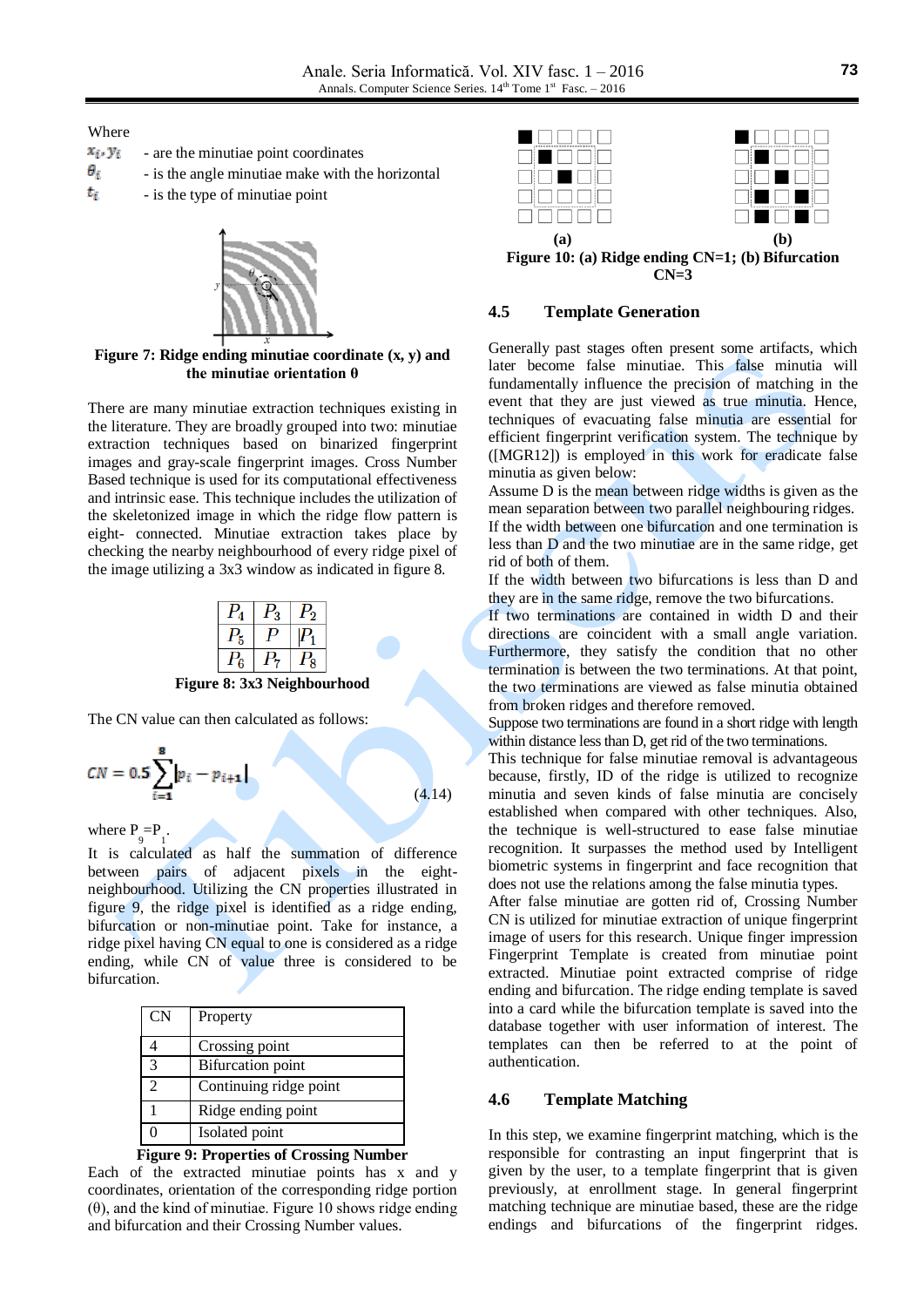Where

$x_i, y_i$ - are the minutiae point coordinates

$\theta_i$ - is the angle minutiae make with the horizontal

$t_i$ - is the type of minutiae point

**Figure 7: Ridge ending minutiae coordinate (x, y) and the minutiae orientation θ**

There are many minutiae extraction techniques existing in the literature. They are broadly grouped into two: minutiae extraction techniques based on binarized fingerprint images and gray-scale fingerprint images. Cross Number Based technique is used for its computational effectiveness and intrinsic ease. This technique includes the utilization of the skeletonized image in which the ridge flow pattern is eight- connected. Minutiae extraction takes place by checking the nearby neighbourhood of every ridge pixel of the image utilizing a 3x3 window as indicated in figure 8.

| $P_4$ | $P_3$ | $P_2$ |
|---|---|---|
| $P_5$ | $P$ | $P_1$ |
| $P_6$ | $P_7$ | $P_8$ |

**Figure 8: 3x3 Neighbourhood**

The CN value can then calculated as follows:

$$CN = 0.5 \sum_{i=1}^{8} |p_i - p_{i+1}| \qquad (4.14)$$

where $P_9 = P_1$.

It is calculated as half the summation of difference between pairs of adjacent pixels in the eight-neighbourhood. Utilizing the CN properties illustrated in figure 9, the ridge pixel is identified as a ridge ending, bifurcation or non-minutiae point. Take for instance, a ridge pixel having CN equal to one is considered as a ridge ending, while CN of value three is considered to be bifurcation.

| CN | Property |
|---|---|
| 4 | Crossing point |
| 3 | Bifurcation point |
| 2 | Continuing ridge point |
| 1 | Ridge ending point |
| 0 | Isolated point |

**Figure 9: Properties of Crossing Number**

Each of the extracted minutiae points has x and y coordinates, orientation of the corresponding ridge portion (θ), and the kind of minutiae. Figure 10 shows ridge ending and bifurcation and their Crossing Number values.

**Figure 10: (a) Ridge ending CN=1; (b) Bifurcation CN=3**

## 4.5 Template Generation

Generally past stages often present some artifacts, which later become false minutiae. This false minutia will fundamentally influence the precision of matching in the event that they are just viewed as true minutia. Hence, techniques of evacuating false minutia are essential for efficient fingerprint verification system. The technique by ([MGR12]) is employed in this work for eradicate false minutia as given below:

Assume D is the mean between ridge widths is given as the mean separation between two parallel neighbouring ridges.

If the width between one bifurcation and one termination is less than D and the two minutiae are in the same ridge, get rid of both of them.

If the width between two bifurcations is less than D and they are in the same ridge, remove the two bifurcations.

If two terminations are contained in width D and their directions are coincident with a small angle variation. Furthermore, they satisfy the condition that no other termination is between the two terminations. At that point, the two terminations are viewed as false minutia obtained from broken ridges and therefore removed.

Suppose two terminations are found in a short ridge with length within distance less than D, get rid of the two terminations.

This technique for false minutiae removal is advantageous because, firstly, ID of the ridge is utilized to recognize minutia and seven kinds of false minutia are concisely established when compared with other techniques. Also, the technique is well-structured to ease false minutiae recognition. It surpasses the method used by Intelligent biometric systems in fingerprint and face recognition that does not use the relations among the false minutia types.

After false minutiae are gotten rid of, Crossing Number CN is utilized for minutiae extraction of unique fingerprint image of users for this research. Unique finger impression Fingerprint Template is created from minutiae point extracted. Minutiae point extracted comprise of ridge ending and bifurcation. The ridge ending template is saved into a card while the bifurcation template is saved into the database together with user information of interest. The templates can then be referred to at the point of authentication.

## 4.6 Template Matching

In this step, we examine fingerprint matching, which is the responsible for contrasting an input fingerprint that is given by the user, to a template fingerprint that is given previously, at enrollment stage. In general fingerprint matching technique are minutiae based, these are the ridge endings and bifurcations of the fingerprint ridges.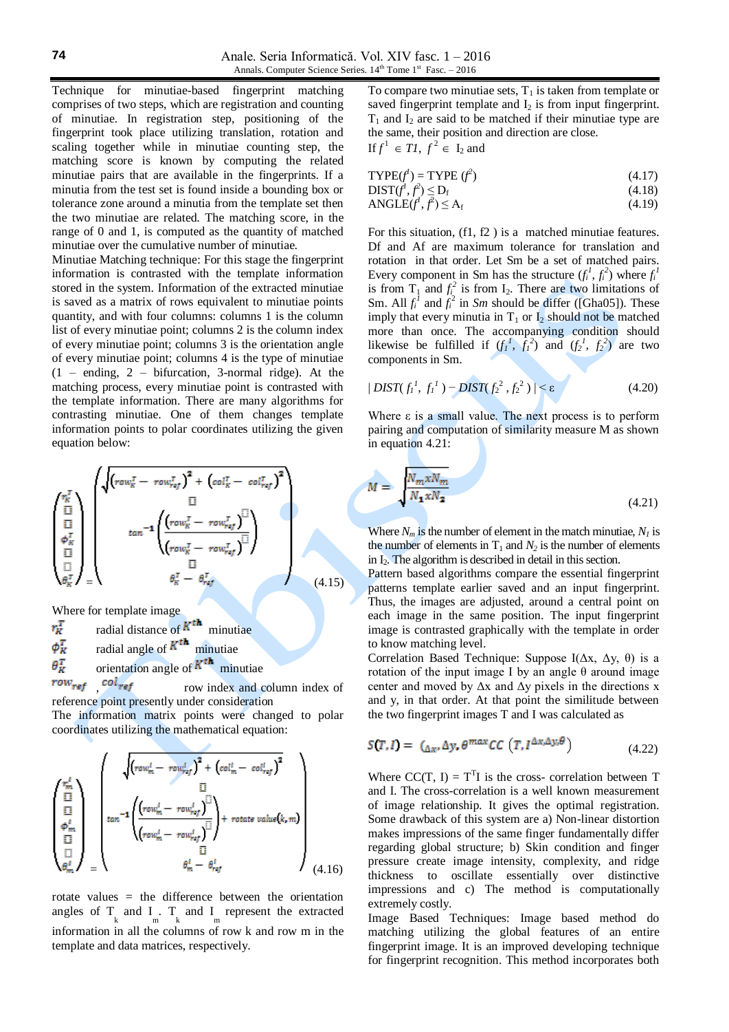Technique for minutiae-based fingerprint matching comprises of two steps, which are registration and counting of minutiae. In registration step, positioning of the fingerprint took place utilizing translation, rotation and scaling together while in minutiae counting step, the matching score is known by counting the related minutiae pairs that are available in the fingerprints. If a minutia from the test set is found inside a bounding box or tolerance zone around a minutia from the template set then the two minutiae are related. The matching score, in the range of 0 and 1, is computed as the quantity of matched minutiae over the cumulative number of minutiae.

Minutiae Matching technique: For this stage the fingerprint information is contrasted with the template information stored in the system. Information of the extracted minutiae is saved as a matrix of rows equivalent to minutiae points quantity, and with four columns: columns 1 is the column list of every minutiae point; columns 2 is the column index of every minutiae point; columns 3 is the orientation angle of every minutiae point; columns 4 is the type of minutiae (1 – ending, 2 – bifurcation, 3-normal ridge). At the matching process, every minutiae point is contrasted with the template information. There are many algorithms for contrasting minutiae. One of them changes template information points to polar coordinates utilizing the given equation below:

$$\begin{pmatrix} r_K^T \\ \phi_K^T \\ \theta_K^T \end{pmatrix} = \begin{pmatrix} \sqrt{\left(row_K^T - row_{ref}^T\right)^2 + \left(col_K^T - col_{ref}^T\right)^2} \\ \tan^{-1}\left(\dfrac{\left(row_K^T - row_{ref}^T\right)}{\left(row_K^T - row_{ref}^T\right)}\right) \\ \theta_K^T - \theta_{ref}^T \end{pmatrix} \quad (4.15)$$

Where for template image

$r_K^T$ radial distance of $K^{th}$ minutiae

$\phi_K^T$ radial angle of $K^{th}$ minutiae

$\theta_K^T$ orientation angle of $K^{th}$ minutiae

$row_{ref}$ , $col_{ref}$ row index and column index of reference point presently under consideration

The information matrix points were changed to polar coordinates utilizing the mathematical equation:

$$\begin{pmatrix} r_m^I \\ \phi_m^I \\ \theta_m^I \end{pmatrix} = \begin{pmatrix} \sqrt{\left(row_m^I - row_{ref}^I\right)^2 + \left(col_m^I - col_{ref}^I\right)^2} \\ \tan^{-1}\left(\dfrac{\left(row_m^I - row_{ref}^I\right)}{\left(row_m^I - row_{ref}^I\right)}\right) + rotate\ value(k,m) \\ \theta_m^I - \theta_{ref}^I \end{pmatrix} \quad (4.16)$$

rotate values = the difference between the orientation angles of $T_k$ and $I_m$. $T_k$ and $I_m$ represent the extracted information in all the columns of row k and row m in the template and data matrices, respectively.

To compare two minutiae sets, $T_1$ is taken from template or saved fingerprint template and $I_2$ is from input fingerprint. $T_1$ and $I_2$ are said to be matched if their minutiae type are the same, their position and direction are close.

If $f^1 \in T1$, $f^2 \in I_2$ and

$$\text{TYPE}(f^1) = \text{TYPE}(f^2) \quad (4.17)$$

$$\text{DIST}(f^1, f^2) \leq D_f \quad (4.18)$$

$$\text{ANGLE}(f^1, f^2) \leq A_f \quad (4.19)$$

For this situation, (f1, f2 ) is a matched minutiae features. Df and Af are maximum tolerance for translation and rotation in that order. Let Sm be a set of matched pairs. Every component in Sm has the structure $(f_i^1, f_i^2)$ where $f_i^1$ is from $T_1$ and $f_i^2$ is from $I_2$. There are two limitations of Sm. All $f_i^1$ and $f_i^2$ in *Sm* should be differ ([Gha05]). These imply that every minutia in $T_1$ or $I_2$ should not be matched more than once. The accompanying condition should likewise be fulfilled if $(f_1^1, f_1^2)$ and $(f_2^1, f_2^2)$ are two components in Sm.

$$|\,DIST(f_1^1, f_1^1) - DIST(f_2^2, f_2^2)\,| < \varepsilon \quad (4.20)$$

Where ε is a small value. The next process is to perform pairing and computation of similarity measure M as shown in equation 4.21:

$$M = \sqrt{\frac{N_m x N_m}{N_1 x N_2}} \quad (4.21)$$

Where $N_m$ is the number of element in the match minutiae, $N_1$ is the number of elements in $T_1$ and $N_2$ is the number of elements in $I_2$. The algorithm is described in detail in this section.

Pattern based algorithms compare the essential fingerprint patterns template earlier saved and an input fingerprint. Thus, the images are adjusted, around a central point on each image in the same position. The input fingerprint image is contrasted graphically with the template in order to know matching level.

Correlation Based Technique: Suppose I(Δx, Δy, θ) is a rotation of the input image I by an angle θ around image center and moved by Δx and Δy pixels in the directions x and y, in that order. At that point the similitude between the two fingerprint images T and I was calculated as

$$S(T, I) = {}_{(\Delta x, \Delta y, \theta}{}^{max} CC\left(T, I^{\Delta x, \Delta y, \theta}\right) \quad (4.22)$$

Where CC(T, I) = $T^T I$ is the cross- correlation between T and I. The cross-correlation is a well known measurement of image relationship. It gives the optimal registration. Some drawback of this system are a) Non-linear distortion makes impressions of the same finger fundamentally differ regarding global structure; b) Skin condition and finger pressure create image intensity, complexity, and ridge thickness to oscillate essentially over distinctive impressions and c) The method is computationally extremely costly.

Image Based Techniques: Image based method do matching utilizing the global features of an entire fingerprint image. It is an improved developing technique for fingerprint recognition. This method incorporates both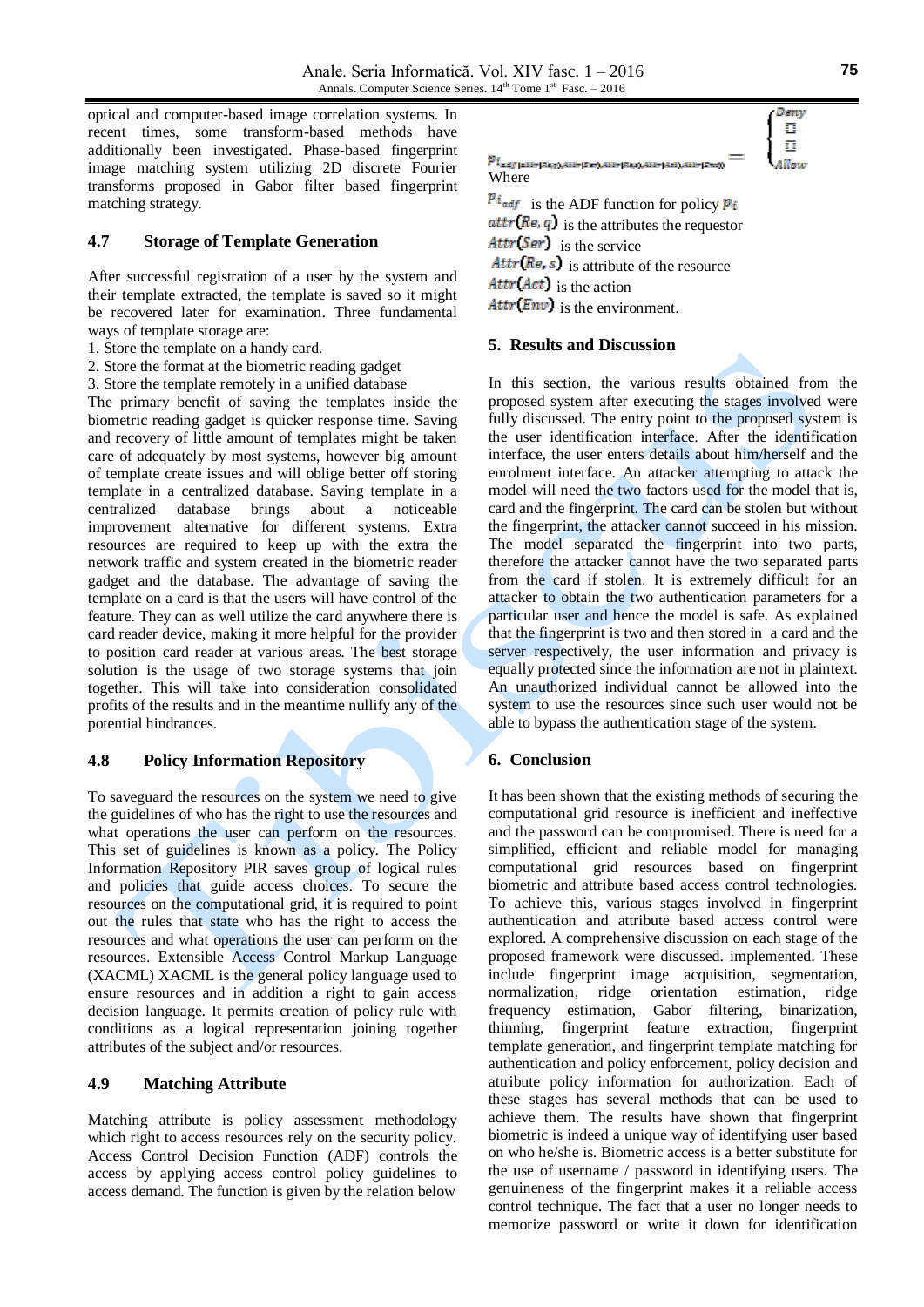optical and computer-based image correlation systems. In recent times, some transform-based methods have additionally been investigated. Phase-based fingerprint image matching system utilizing 2D discrete Fourier transforms proposed in Gabor filter based fingerprint matching strategy.

### 4.7 Storage of Template Generation

After successful registration of a user by the system and their template extracted, the template is saved so it might be recovered later for examination. Three fundamental ways of template storage are:

1. Store the template on a handy card.
2. Store the format at the biometric reading gadget
3. Store the template remotely in a unified database

The primary benefit of saving the templates inside the biometric reading gadget is quicker response time. Saving and recovery of little amount of templates might be taken care of adequately by most systems, however big amount of template create issues and will oblige better off storing template in a centralized database. Saving template in a centralized database brings about a noticeable improvement alternative for different systems. Extra resources are required to keep up with the extra the network traffic and system created in the biometric reader gadget and the database. The advantage of saving the template on a card is that the users will have control of the feature. They can as well utilize the card anywhere there is card reader device, making it more helpful for the provider to position card reader at various areas. The best storage solution is the usage of two storage systems that join together. This will take into consideration consolidated profits of the results and in the meantime nullify any of the potential hindrances.

### 4.8 Policy Information Repository

To saveguard the resources on the system we need to give the guidelines of who has the right to use the resources and what operations the user can perform on the resources. This set of guidelines is known as a policy. The Policy Information Repository PIR saves group of logical rules and policies that guide access choices. To secure the resources on the computational grid, it is required to point out the rules that state who has the right to access the resources and what operations the user can perform on the resources. Extensible Access Control Markup Language (XACML) XACML is the general policy language used to ensure resources and in addition a right to gain access decision language. It permits creation of policy rule with conditions as a logical representation joining together attributes of the subject and/or resources.

### 4.9 Matching Attribute

Matching attribute is policy assessment methodology which right to access resources rely on the security policy. Access Control Decision Function (ADF) controls the access by applying access control policy guidelines to access demand. The function is given by the relation below

$$Pi_{adf}\,(attr(Re,q), Attr(Ser), Attr(Re,s), Attr(Act), Attr(Env)) = \begin{cases} Deny \\ \square \\ \square \\ Allow \end{cases}$$

Where

$Pi_{adf}$ is the ADF function for policy $P_i$

$attr(Re,q)$ is the attributes the requestor

$Attr(Ser)$ is the service

$Attr(Re,s)$ is attribute of the resource

$Attr(Act)$ is the action

$Attr(Env)$ is the environment.

## 5. Results and Discussion

In this section, the various results obtained from the proposed system after executing the stages involved were fully discussed. The entry point to the proposed system is the user identification interface. After the identification interface, the user enters details about him/herself and the enrolment interface. An attacker attempting to attack the model will need the two factors used for the model that is, card and the fingerprint. The card can be stolen but without the fingerprint, the attacker cannot succeed in his mission. The model separated the fingerprint into two parts, therefore the attacker cannot have the two separated parts from the card if stolen. It is extremely difficult for an attacker to obtain the two authentication parameters for a particular user and hence the model is safe. As explained that the fingerprint is two and then stored in a card and the server respectively, the user information and privacy is equally protected since the information are not in plaintext. An unauthorized individual cannot be allowed into the system to use the resources since such user would not be able to bypass the authentication stage of the system.

## 6. Conclusion

It has been shown that the existing methods of securing the computational grid resource is inefficient and ineffective and the password can be compromised. There is need for a simplified, efficient and reliable model for managing computational grid resources based on fingerprint biometric and attribute based access control technologies. To achieve this, various stages involved in fingerprint authentication and attribute based access control were explored. A comprehensive discussion on each stage of the proposed framework were discussed. implemented. These include fingerprint image acquisition, segmentation, normalization, ridge orientation estimation, ridge frequency estimation, Gabor filtering, binarization, thinning, fingerprint feature extraction, fingerprint template generation, and fingerprint template matching for authentication and policy enforcement, policy decision and attribute policy information for authorization. Each of these stages has several methods that can be used to achieve them. The results have shown that fingerprint biometric is indeed a unique way of identifying user based on who he/she is. Biometric access is a better substitute for the use of username / password in identifying users. The genuineness of the fingerprint makes it a reliable access control technique. The fact that a user no longer needs to memorize password or write it down for identification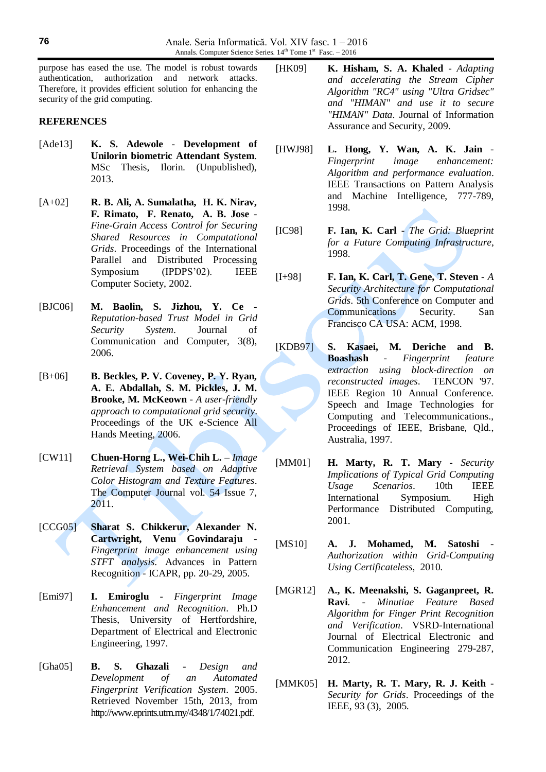purpose has eased the use. The model is robust towards authentication, authorization and network attacks. Therefore, it provides efficient solution for enhancing the security of the grid computing.

## REFERENCES

[Ade13] **K. S. Adewole** - **Development of Unilorin biometric Attendant System**. MSc Thesis, Ilorin. (Unpublished), 2013.

[A+02] **R. B. Ali, A. Sumalatha, H. K. Nirav, F. Rimato, F. Renato, A. B. Jose** - *Fine-Grain Access Control for Securing Shared Resources in Computational Grids*. Proceedings of the International Parallel and Distributed Processing Symposium (IPDPS'02). IEEE Computer Society, 2002.

[BJC06] **M. Baolin, S. Jizhou, Y. Ce** - *Reputation-based Trust Model in Grid Security System*. Journal of Communication and Computer, 3(8), 2006.

[B+06] **B. Beckles, P. V. Coveney, P. Y. Ryan, A. E. Abdallah, S. M. Pickles, J. M. Brooke, M. McKeown** - *A user-friendly approach to computational grid security*. Proceedings of the UK e-Science All Hands Meeting, 2006.

[CW11] **Chuen-Horng L., Wei-Chih L.** – *Image Retrieval System based on Adaptive Color Histogram and Texture Features*. The Computer Journal vol. 54 Issue 7, 2011.

[CCG05] **Sharat S. Chikkerur, Alexander N. Cartwright, Venu Govindaraju** - *Fingerprint image enhancement using STFT analysis*. Advances in Pattern Recognition - ICAPR, pp. 20-29, 2005.

[Emi97] **I. Emiroglu** - *Fingerprint Image Enhancement and Recognition*. Ph.D Thesis, University of Hertfordshire, Department of Electrical and Electronic Engineering, 1997.

[Gha05] **B. S. Ghazali** - *Design and Development of an Automated Fingerprint Verification System*. 2005. Retrieved November 15th, 2013, from http://www.eprints.utm.my/4348/1/74021.pdf.

[HK09] **K. Hisham, S. A. Khaled** - *Adapting and accelerating the Stream Cipher Algorithm "RC4" using "Ultra Gridsec" and "HIMAN" and use it to secure "HIMAN" Data*. Journal of Information Assurance and Security, 2009.

[HWJ98] **L. Hong, Y. Wan, A. K. Jain** - *Fingerprint image enhancement: Algorithm and performance evaluation*. IEEE Transactions on Pattern Analysis and Machine Intelligence, 777-789, 1998.

[IC98] **F. Ian, K. Carl** - *The Grid: Blueprint for a Future Computing Infrastructure*, 1998.

[I+98] **F. Ian, K. Carl, T. Gene, T. Steven** - *A Security Architecture for Computational Grids*. 5th Conference on Computer and Communications Security. San Francisco CA USA: ACM, 1998.

[KDB97] **S. Kasaei, M. Deriche and B. Boashash** - *Fingerprint feature extraction using block-direction on reconstructed images*. TENCON '97. IEEE Region 10 Annual Conference. Speech and Image Technologies for Computing and Telecommunications., Proceedings of IEEE, Brisbane, Qld., Australia, 1997.

[MM01] **H. Marty, R. T. Mary** - *Security Implications of Typical Grid Computing Usage Scenarios*. 10th IEEE International Symposium. High Performance Distributed Computing, 2001.

[MS10] **A. J. Mohamed, M. Satoshi** - *Authorization within Grid-Computing Using Certificateless*, 2010.

[MGR12] **A., K. Meenakshi, S. Gaganpreet, R. Ravi**. - *Minutiae Feature Based Algorithm for Finger Print Recognition and Verification*. VSRD-International Journal of Electrical Electronic and Communication Engineering 279-287, 2012.

[MMK05] **H. Marty, R. T. Mary, R. J. Keith** - *Security for Grids*. Proceedings of the IEEE, 93 (3), 2005.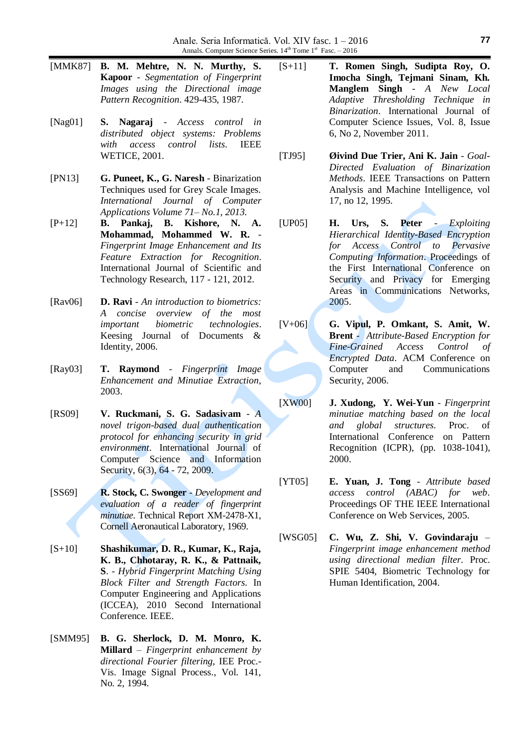[MMK87] **B. M. Mehtre, N. N. Murthy, S. Kapoor** - *Segmentation of Fingerprint Images using the Directional image Pattern Recognition*. 429-435, 1987.

[Nag01] **S. Nagaraj** - *Access control in distributed object systems: Problems with access control lists.* IEEE WETICE, 2001.

[PN13] **G. Puneet, K., G. Naresh** - Binarization Techniques used for Grey Scale Images. *International Journal of Computer Applications Volume 71– No.1, 2013.*

[P+12] **B. Pankaj, B. Kishore, N. A. Mohammad, Mohammed W. R.** - *Fingerprint Image Enhancement and Its Feature Extraction for Recognition*. International Journal of Scientific and Technology Research, 117 - 121, 2012.

[Rav06] **D. Ravi** - *An introduction to biometrics: A concise overview of the most important biometric technologies*. Keesing Journal of Documents & Identity, 2006.

[Ray03] **T. Raymond** - *Fingerprint Image Enhancement and Minutiae Extraction*, 2003.

[RS09] **V. Ruckmani, S. G. Sadasivam** - *A novel trigon-based dual authentication protocol for enhancing security in grid environment*. International Journal of Computer Science and Information Security, 6(3), 64 - 72, 2009.

[SS69] **R. Stock, C. Swonger** - *Development and evaluation of a reader of fingerprint minutiae*. Technical Report XM-2478-X1, Cornell Aeronautical Laboratory, 1969.

[S+10] **Shashikumar, D. R., Kumar, K., Raja, K. B., Chhotaray, R. K., & Pattnaik, S**. - *Hybrid Fingerprint Matching Using Block Filter and Strength Factors.* In Computer Engineering and Applications (ICCEA), 2010 Second International Conference. IEEE.

[SMM95] **B. G. Sherlock, D. M. Monro, K. Millard** – *Fingerprint enhancement by directional Fourier filtering*, IEE Proc.-Vis. Image Signal Process., Vol. 141, No. 2, 1994.

[S+11] **T. Romen Singh, Sudipta Roy, O. Imocha Singh, Tejmani Sinam, Kh. Manglem Singh** - *A New Local Adaptive Thresholding Technique in Binarization*. International Journal of Computer Science Issues, Vol. 8, Issue 6, No 2, November 2011.

[TJ95] **Øivind Due Trier, Ani K. Jain** - *Goal-Directed Evaluation of Binarization Methods*. IEEE Transactions on Pattern Analysis and Machine Intelligence, vol 17, no 12, 1995.

[UP05] **H. Urs, S. Peter** - *Exploiting Hierarchical Identity-Based Encryption for Access Control to Pervasive Computing Information*. Proceedings of the First International Conference on Security and Privacy for Emerging Areas in Communications Networks, 2005.

[V+06] **G. Vipul, P. Omkant, S. Amit, W. Brent** - *Attribute-Based Encryption for Fine-Grained Access Control of Encrypted Data*. ACM Conference on Computer and Communications Security, 2006.

[XW00] **J. Xudong, Y. Wei-Yun** - *Fingerprint minutiae matching based on the local and global structures*. Proc. of International Conference on Pattern Recognition (ICPR), (pp. 1038-1041), 2000.

[YT05] **E. Yuan, J. Tong** - *Attribute based access control (ABAC) for web*. Proceedings OF THE IEEE International Conference on Web Services, 2005.

[WSG05] **C. Wu, Z. Shi, V. Govindaraju** – *Fingerprint image enhancement method using directional median filter*. Proc. SPIE 5404, Biometric Technology for Human Identification, 2004.